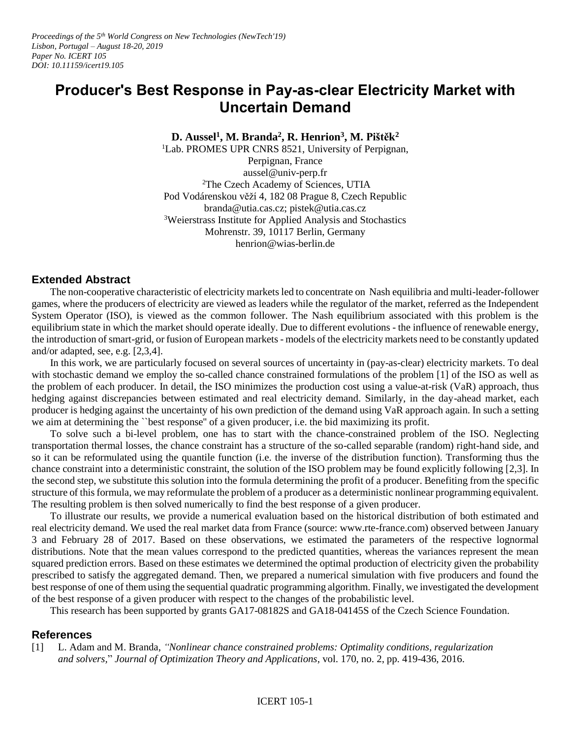*Proceedings of the 5th World Congress on New Technologies (NewTech'19)*
*Lisbon, Portugal – August 18-20, 2019*
*Paper No. ICERT 105*
*DOI: 10.11159/icert19.105*

# Producer's Best Response in Pay-as-clear Electricity Market with Uncertain Demand

**D. Aussel[1], M. Branda[2], R. Henrion[3], M. Pištěk[2]**

[1]Lab. PROMES UPR CNRS 8521, University of Perpignan,
Perpignan, France
aussel@univ-perp.fr
[2]The Czech Academy of Sciences, UTIA
Pod Vodárenskou věží 4, 182 08 Prague 8, Czech Republic
branda@utia.cas.cz; pistek@utia.cas.cz
[3]Weierstrass Institute for Applied Analysis and Stochastics
Mohrenstr. 39, 10117 Berlin, Germany
henrion@wias-berlin.de

## Extended Abstract

The non-cooperative characteristic of electricity markets led to concentrate on Nash equilibria and multi-leader-follower games, where the producers of electricity are viewed as leaders while the regulator of the market, referred as the Independent System Operator (ISO), is viewed as the common follower. The Nash equilibrium associated with this problem is the equilibrium state in which the market should operate ideally. Due to different evolutions - the influence of renewable energy, the introduction of smart-grid, or fusion of European markets - models of the electricity markets need to be constantly updated and/or adapted, see, e.g. [2,3,4].

In this work, we are particularly focused on several sources of uncertainty in (pay-as-clear) electricity markets. To deal with stochastic demand we employ the so-called chance constrained formulations of the problem [1] of the ISO as well as the problem of each producer. In detail, the ISO minimizes the production cost using a value-at-risk (VaR) approach, thus hedging against discrepancies between estimated and real electricity demand. Similarly, in the day-ahead market, each producer is hedging against the uncertainty of his own prediction of the demand using VaR approach again. In such a setting we aim at determining the ``best response'' of a given producer, i.e. the bid maximizing its profit.

To solve such a bi-level problem, one has to start with the chance-constrained problem of the ISO. Neglecting transportation thermal losses, the chance constraint has a structure of the so-called separable (random) right-hand side, and so it can be reformulated using the quantile function (i.e. the inverse of the distribution function). Transforming thus the chance constraint into a deterministic constraint, the solution of the ISO problem may be found explicitly following [2,3]. In the second step, we substitute this solution into the formula determining the profit of a producer. Benefiting from the specific structure of this formula, we may reformulate the problem of a producer as a deterministic nonlinear programming equivalent. The resulting problem is then solved numerically to find the best response of a given producer.

To illustrate our results, we provide a numerical evaluation based on the historical distribution of both estimated and real electricity demand. We used the real market data from France (source: www.rte-france.com) observed between January 3 and February 28 of 2017. Based on these observations, we estimated the parameters of the respective lognormal distributions. Note that the mean values correspond to the predicted quantities, whereas the variances represent the mean squared prediction errors. Based on these estimates we determined the optimal production of electricity given the probability prescribed to satisfy the aggregated demand. Then, we prepared a numerical simulation with five producers and found the best response of one of them using the sequential quadratic programming algorithm. Finally, we investigated the development of the best response of a given producer with respect to the changes of the probabilistic level.

This research has been supported by grants GA17-08182S and GA18-04145S of the Czech Science Foundation.

## References

[1] L. Adam and M. Branda, *"Nonlinear chance constrained problems: Optimality conditions, regularization and solvers,"* *Journal of Optimization Theory and Applications*, vol. 170, no. 2, pp. 419-436, 2016.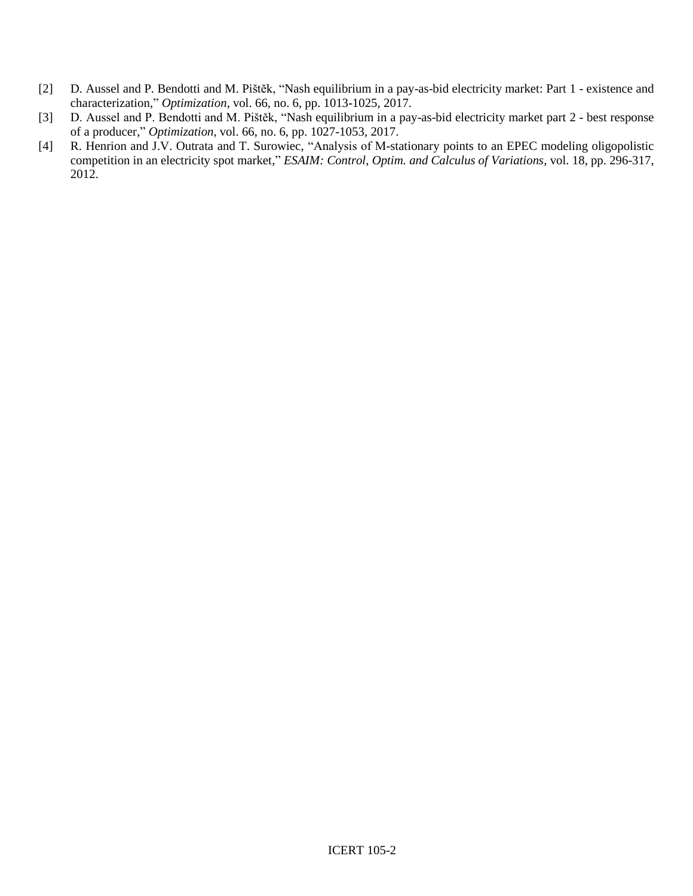[2] D. Aussel and P. Bendotti and M. Pištěk, "Nash equilibrium in a pay-as-bid electricity market: Part 1 - existence and characterization," *Optimization*, vol. 66, no. 6, pp. 1013-1025, 2017.

[3] D. Aussel and P. Bendotti and M. Pištěk, "Nash equilibrium in a pay-as-bid electricity market part 2 - best response of a producer," *Optimization*, vol. 66, no. 6, pp. 1027-1053, 2017.

[4] R. Henrion and J.V. Outrata and T. Surowiec, "Analysis of M-stationary points to an EPEC modeling oligopolistic competition in an electricity spot market," *ESAIM: Control, Optim. and Calculus of Variations*, vol. 18, pp. 296-317, 2012.